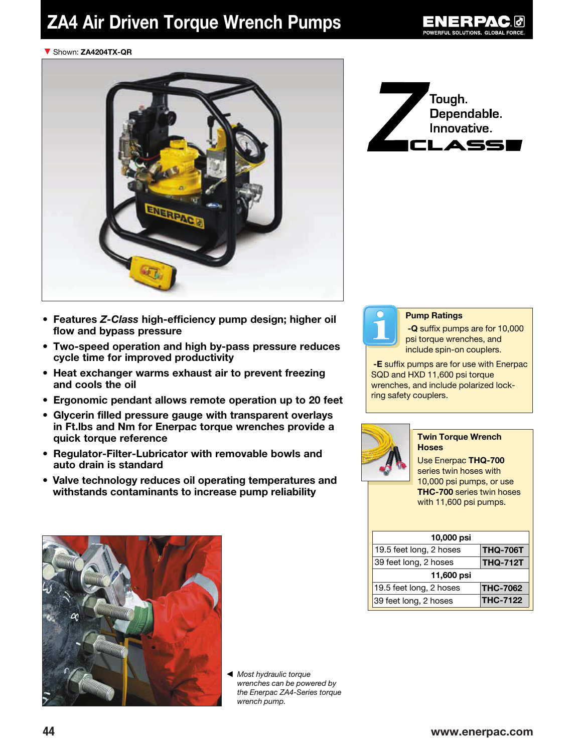# ZA4 Air Driven Torque Wrench Pumps

▼ Shown: **ZA4204TX-QR**

Tough.
Dependable.
Innovative.
Z CLASS

- **Features *Z-Class* high-efficiency pump design; higher oil flow and bypass pressure**
- **Two-speed operation and high by-pass pressure reduces cycle time for improved productivity**
- **Heat exchanger warms exhaust air to prevent freezing and cools the oil**
- **Ergonomic pendant allows remote operation up to 20 feet**
- **Glycerin filled pressure gauge with transparent overlays in Ft.lbs and Nm for Enerpac torque wrenches provide a quick torque reference**
- **Regulator-Filter-Lubricator with removable bowls and auto drain is standard**
- **Valve technology reduces oil operating temperatures and withstands contaminants to increase pump reliability**

◄ *Most hydraulic torque wrenches can be powered by the Enerpac ZA4-Series torque wrench pump.*

**Pump Ratings**

**-Q** suffix pumps are for 10,000 psi torque wrenches, and include spin-on couplers.

**-E** suffix pumps are for use with Enerpac SQD and HXD 11,600 psi torque wrenches, and include polarized lock-ring safety couplers.

**Twin Torque Wrench Hoses**

Use Enerpac **THQ-700** series twin hoses with 10,000 psi pumps, or use **THC-700** series twin hoses with 11,600 psi pumps.

| 10,000 psi | |
|---|---|
| 19.5 feet long, 2 hoses | **THQ-706T** |
| 39 feet long, 2 hoses | **THQ-712T** |
| **11,600 psi** | |
| 19.5 feet long, 2 hoses | **THC-7062** |
| 39 feet long, 2 hoses | **THC-7122** |

www.enerpac.com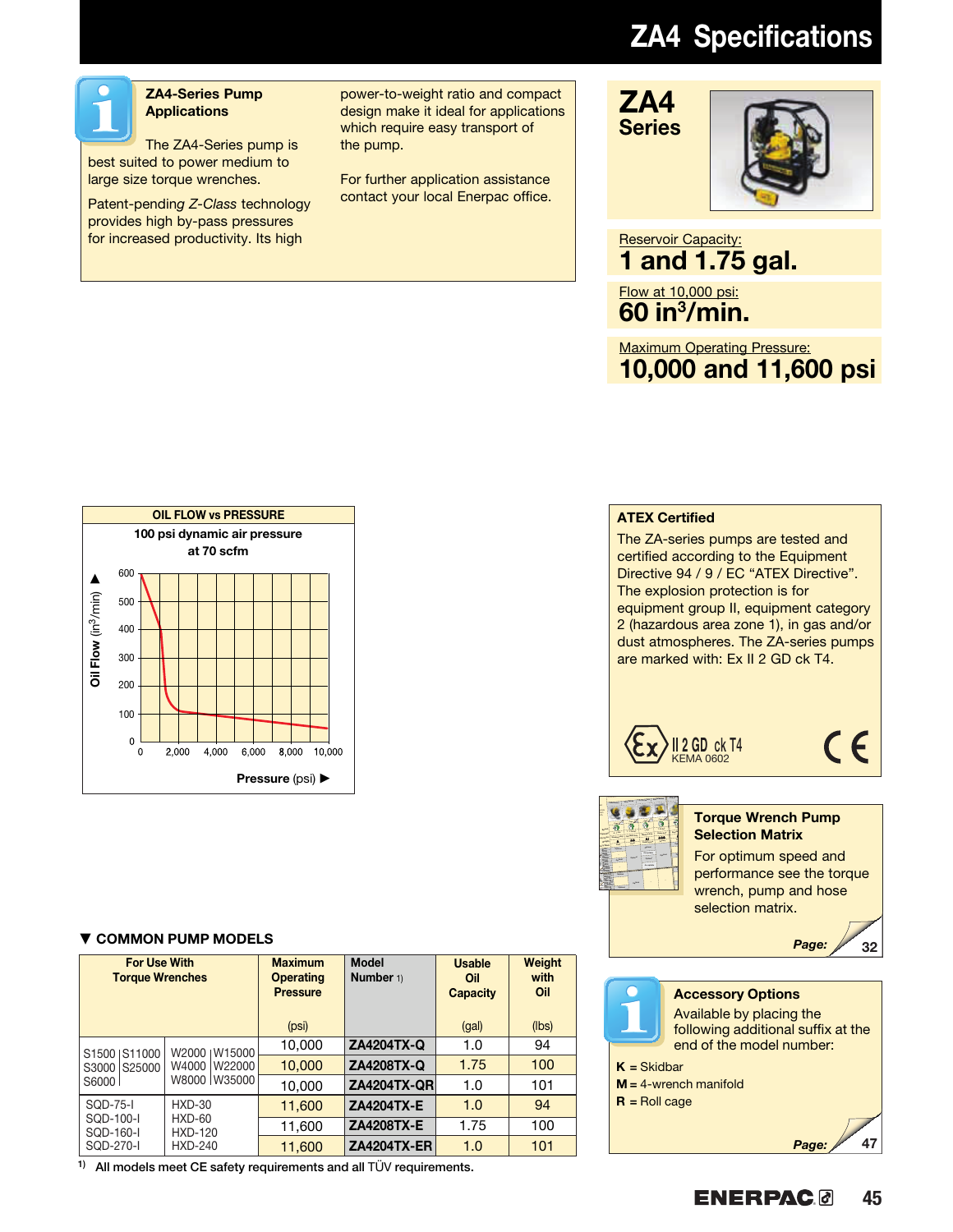# ZA4 Specifications

### ZA4-Series Pump Applications

The ZA4-Series pump is best suited to power medium to large size torque wrenches.

Patent-pending *Z-Class* technology provides high by-pass pressures for increased productivity. Its high power-to-weight ratio and compact design make it ideal for applications which require easy transport of the pump.

For further application assistance contact your local Enerpac office.

## ZA4 Series

Reservoir Capacity:
**1 and 1.75 gal.**

Flow at 10,000 psi:
**60 in$^3$/min.**

Maximum Operating Pressure:
**10,000 and 11,600 psi**

**OIL FLOW vs PRESSURE**

100 psi dynamic air pressure at 70 scfm

Oil Flow (in$^3$/min)

Pressure (psi) ►

### ATEX Certified

The ZA-series pumps are tested and certified according to the Equipment Directive 94 / 9 / EC "ATEX Directive". The explosion protection is for equipment group II, equipment category 2 (hazardous area zone 1), in gas and/or dust atmospheres. The ZA-series pumps are marked with: Ex II 2 GD ck T4.

II 2 GD ck T4
KEMA 0602

### Torque Wrench Pump Selection Matrix

For optimum speed and performance see the torque wrench, pump and hose selection matrix.

Page: 32

### ▼ COMMON PUMP MODELS

| For Use With Torque Wrenches | | Maximum Operating Pressure (psi) | Model Number [1] | Usable Oil Capacity (gal) | Weight with Oil (lbs) |
|---|---|---|---|---|---|
| S1500, S11000, S3000, S25000, S6000 | W2000, W15000, W4000, W22000, W8000, W35000 | 10,000 | **ZA4204TX-Q** | 1.0 | 94 |
| | | 10,000 | **ZA4208TX-Q** | 1.75 | 100 |
| | | 10,000 | **ZA4204TX-QR** | 1.0 | 101 |
| SQD-75-I, SQD-100-I, SQD-160-I, SQD-270-I | HXD-30, HXD-60, HXD-120, HXD-240 | 11,600 | **ZA4204TX-E** | 1.0 | 94 |
| | | 11,600 | **ZA4208TX-E** | 1.75 | 100 |
| | | 11,600 | **ZA4204TX-ER** | 1.0 | 101 |

[1] All models meet CE safety requirements and all TÜV requirements.

### Accessory Options

Available by placing the following additional suffix at the end of the model number:

**K** = Skidbar
**M** = 4-wrench manifold
**R** = Roll cage

Page: 47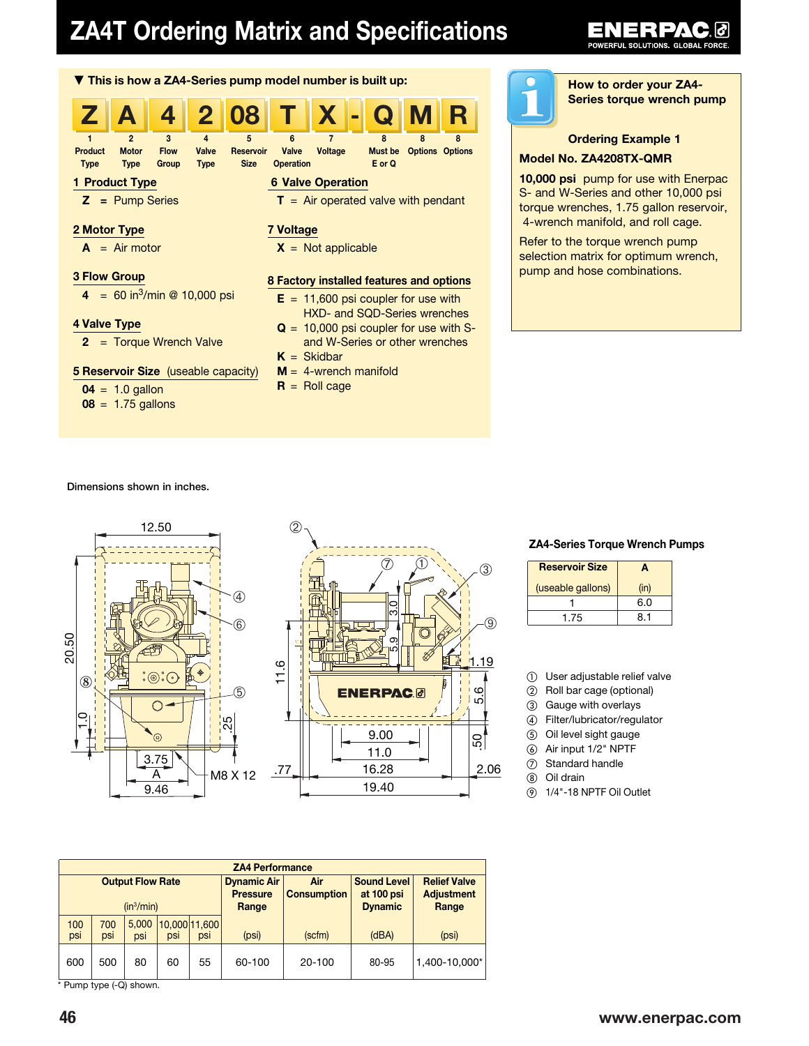# ZA4T Ordering Matrix and Specifications

▼ This is how a ZA4-Series pump model number is built up:

| Z | A | 4 | 2 | 08 | T | X | - | Q | M | R |
|---|---|---|---|---|---|---|---|---|---|---|
| 1 Product Type | 2 Motor Type | 3 Flow Group | 4 Valve Type | 5 Reservoir Size | 6 Valve Operation | 7 Voltage | | 8 Must be E or Q | 8 Options | 8 Options |

**1 Product Type**
- **Z** = Pump Series

**2 Motor Type**
- **A** = Air motor

**3 Flow Group**
- **4** = 60 in³/min @ 10,000 psi

**4 Valve Type**
- **2** = Torque Wrench Valve

**5 Reservoir Size** (useable capacity)
- **04** = 1.0 gallon
- **08** = 1.75 gallons

**6 Valve Operation**
- **T** = Air operated valve with pendant

**7 Voltage**
- **X** = Not applicable

**8 Factory installed features and options**
- **E** = 11,600 psi coupler for use with HXD- and SQD-Series wrenches
- **Q** = 10,000 psi coupler for use with S- and W-Series or other wrenches
- **K** = Skidbar
- **M** = 4-wrench manifold
- **R** = Roll cage

**How to order your ZA4-Series torque wrench pump**

**Ordering Example 1**

**Model No. ZA4208TX-QMR**

**10,000 psi** pump for use with Enerpac S- and W-Series and other 10,000 psi torque wrenches, 1.75 gallon reservoir, 4-wrench manifold, and roll cage.

Refer to the torque wrench pump selection matrix for optimum wrench, pump and hose combinations.

Dimensions shown in inches.

**ZA4-Series Torque Wrench Pumps**

| Reservoir Size (useable gallons) | A (in) |
|---|---|
| 1 | 6.0 |
| 1.75 | 8.1 |

1. User adjustable relief valve
2. Roll bar cage (optional)
3. Gauge with overlays
4. Filter/lubricator/regulator
5. Oil level sight gauge
6. Air input 1/2" NPTF
7. Standard handle
8. Oil drain
9. 1/4"-18 NPTF Oil Outlet

| ZA4 Performance | | | | | | | | |
|---|---|---|---|---|---|---|---|---|
| Output Flow Rate (in³/min) | | | | | Dynamic Air Pressure Range | Air Consumption | Sound Level at 100 psi Dynamic | Relief Valve Adjustment Range |
| 100 psi | 700 psi | 5,000 psi | 10,000 psi | 11,600 psi | (psi) | (scfm) | (dBA) | (psi) |
| 600 | 500 | 80 | 60 | 55 | 60-100 | 20-100 | 80-95 | 1,400-10,000* |

\* Pump type (-Q) shown.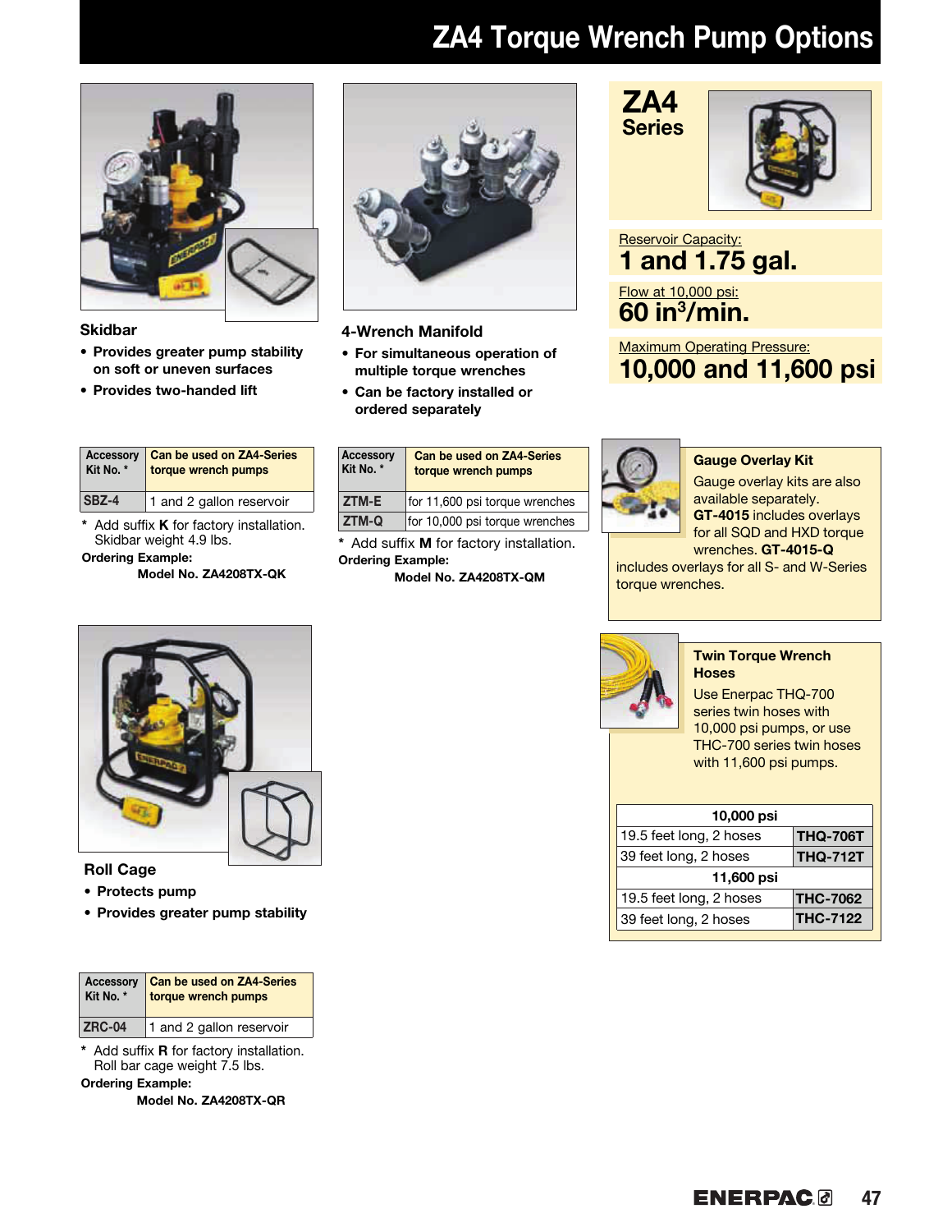# ZA4 Torque Wrench Pump Options

## Skidbar

- Provides greater pump stability on soft or uneven surfaces
- Provides two-handed lift

| Accessory Kit No. * | Can be used on ZA4-Series torque wrench pumps |
|---|---|
| SBZ-4 | 1 and 2 gallon reservoir |

\* Add suffix **K** for factory installation. Skidbar weight 4.9 lbs.

**Ordering Example:**
**Model No. ZA4208TX-QK**

## 4-Wrench Manifold

- For simultaneous operation of multiple torque wrenches
- Can be factory installed or ordered separately

| Accessory Kit No. * | Can be used on ZA4-Series torque wrench pumps |
|---|---|
| ZTM-E | for 11,600 psi torque wrenches |
| ZTM-Q | for 10,000 psi torque wrenches |

\* Add suffix **M** for factory installation.

**Ordering Example:**
**Model No. ZA4208TX-QM**

## ZA4 Series

Reservoir Capacity:
**1 and 1.75 gal.**

Flow at 10,000 psi:
**60 in$^3$/min.**

Maximum Operating Pressure:
**10,000 and 11,600 psi**

### Gauge Overlay Kit

Gauge overlay kits are also available separately. **GT-4015** includes overlays for all SQD and HXD torque wrenches. **GT-4015-Q** includes overlays for all S- and W-Series torque wrenches.

## Roll Cage

- Protects pump
- Provides greater pump stability

| Accessory Kit No. * | Can be used on ZA4-Series torque wrench pumps |
|---|---|
| ZRC-04 | 1 and 2 gallon reservoir |

\* Add suffix **R** for factory installation. Roll bar cage weight 7.5 lbs.

**Ordering Example:**
**Model No. ZA4208TX-QR**

### Twin Torque Wrench Hoses

Use Enerpac THQ-700 series twin hoses with 10,000 psi pumps, or use THC-700 series twin hoses with 11,600 psi pumps.

| | |
|---|---|
| **10,000 psi** | |
| 19.5 feet long, 2 hoses | **THQ-706T** |
| 39 feet long, 2 hoses | **THQ-712T** |
| **11,600 psi** | |
| 19.5 feet long, 2 hoses | **THC-7062** |
| 39 feet long, 2 hoses | **THC-7122** |